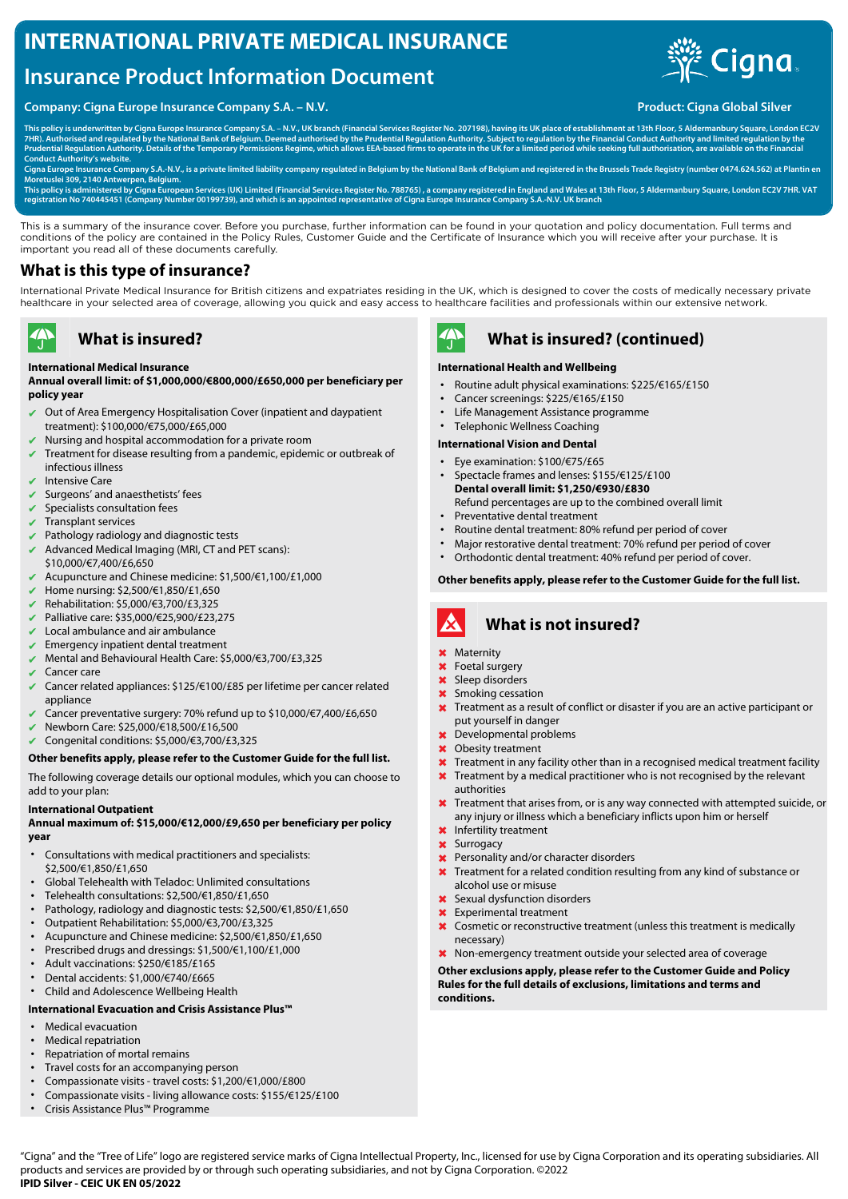# INTERNATIONAL PRIVATE MEDICAL INSURANCE

## Insurance Product Information Document

**Company: Cigna Europe Insurance Company S.A. – N.V.** **Product: Cigna Global Silver**

**This policy is underwritten by Cigna Europe Insurance Company S.A. – N.V., UK branch (Financial Services Register No. 207198), having its UK place of establishment at 13th Floor, 5 Aldermanbury Square, London EC2V 7HR). Authorised and regulated by the National Bank of Belgium. Deemed authorised by the Prudential Regulation Authority. Subject to regulation by the Financial Conduct Authority and limited regulation by the Prudential Regulation Authority. Details of the Temporary Permissions Regime, which allows EEA-based firms to operate in the UK for a limited period while seeking full authorisation, are available on the Financial Conduct Authority's website.**

**Cigna Europe Insurance Company S.A.-N.V., is a private limited liability company regulated in Belgium by the National Bank of Belgium and registered in the Brussels Trade Registry (number 0474.624.562) at Plantin en Moretuslei 309, 2140 Antwerpen, Belgium.**

**This policy is administered by Cigna European Services (UK) Limited (Financial Services Register No. 788765) , a company registered in England and Wales at 13th Floor, 5 Aldermanbury Square, London EC2V 7HR. VAT registration No 740445451 (Company Number 00199739), and which is an appointed representative of Cigna Europe Insurance Company S.A.-N.V. UK branch**

This is a summary of the insurance cover. Before you purchase, further information can be found in your quotation and policy documentation. Full terms and conditions of the policy are contained in the Policy Rules, Customer Guide and the Certificate of Insurance which you will receive after your purchase. It is important you read all of these documents carefully.

## What is this type of insurance?

International Private Medical Insurance for British citizens and expatriates residing in the UK, which is designed to cover the costs of medically necessary private healthcare in your selected area of coverage, allowing you quick and easy access to healthcare facilities and professionals within our extensive network.

## What is insured?

**International Medical Insurance**

**Annual overall limit: of $1,000,000/€800,000/£650,000 per beneficiary per policy year**

- ✔ Out of Area Emergency Hospitalisation Cover (inpatient and daypatient treatment): $100,000/€75,000/£65,000
- ✔ Nursing and hospital accommodation for a private room
- ✔ Treatment for disease resulting from a pandemic, epidemic or outbreak of infectious illness
- ✔ Intensive Care
- ✔ Surgeons' and anaesthetists' fees
- ✔ Specialists consultation fees
- ✔ Transplant services
- ✔ Pathology radiology and diagnostic tests
- ✔ Advanced Medical Imaging (MRI, CT and PET scans): $10,000/€7,400/£6,650
- ✔ Acupuncture and Chinese medicine: $1,500/€1,100/£1,000
- ✔ Home nursing: $2,500/€1,850/£1,650
- ✔ Rehabilitation: $5,000/€3,700/£3,325
- ✔ Palliative care: $35,000/€25,900/£23,275
- ✔ Local ambulance and air ambulance
- ✔ Emergency inpatient dental treatment
- ✔ Mental and Behavioural Health Care: $5,000/€3,700/£3,325
- ✔ Cancer care
- ✔ Cancer related appliances: $125/€100/£85 per lifetime per cancer related appliance
- ✔ Cancer preventative surgery: 70% refund up to $10,000/€7,400/£6,650
- ✔ Newborn Care: $25,000/€18,500/£16,500
- ✔ Congenital conditions: $5,000/€3,700/£3,325

**Other benefits apply, please refer to the Customer Guide for the full list.**

The following coverage details our optional modules, which you can choose to add to your plan:

**International Outpatient**

**Annual maximum of: $15,000/€12,000/£9,650 per beneficiary per policy year**

- Consultations with medical practitioners and specialists: $2,500/€1,850/£1,650
- Global Telehealth with Teladoc: Unlimited consultations
- Telehealth consultations: $2,500/€1,850/£1,650
- Pathology, radiology and diagnostic tests: $2,500/€1,850/£1,650
- Outpatient Rehabilitation: $5,000/€3,700/£3,325
- Acupuncture and Chinese medicine: $2,500/€1,850/£1,650
- Prescribed drugs and dressings: $1,500/€1,100/£1,000
- Adult vaccinations: $250/€185/£165
- Dental accidents: $1,000/€740/£665
- Child and Adolescence Wellbeing Health

**International Evacuation and Crisis Assistance Plus™**

- Medical evacuation
- Medical repatriation
- Repatriation of mortal remains
- Travel costs for an accompanying person
- Compassionate visits - travel costs: $1,200/€1,000/£800
- Compassionate visits - living allowance costs: $155/€125/£100
- Crisis Assistance Plus™ Programme

## What is insured? (continued)

**International Health and Wellbeing**

- Routine adult physical examinations: $225/€165/£150
- Cancer screenings: $225/€165/£150
- Life Management Assistance programme
- Telephonic Wellness Coaching

**International Vision and Dental**

- Eye examination: $100/€75/£65
- Spectacle frames and lenses: $155/€125/£100
  **Dental overall limit: $1,250/€930/£830**
  Refund percentages are up to the combined overall limit
- Preventative dental treatment
- Routine dental treatment: 80% refund per period of cover
- Major restorative dental treatment: 70% refund per period of cover
- Orthodontic dental treatment: 40% refund per period of cover.

**Other benefits apply, please refer to the Customer Guide for the full list.**

## What is not insured?

- ✖ Maternity
- ✖ Foetal surgery
- ✖ Sleep disorders
- ✖ Smoking cessation
- ✖ Treatment as a result of conflict or disaster if you are an active participant or put yourself in danger
- ✖ Developmental problems
- ✖ Obesity treatment
- ✖ Treatment in any facility other than in a recognised medical treatment facility
- ✖ Treatment by a medical practitioner who is not recognised by the relevant authorities
- ✖ Treatment that arises from, or is any way connected with attempted suicide, or any injury or illness which a beneficiary inflicts upon him or herself
- ✖ Infertility treatment
- ✖ Surrogacy
- ✖ Personality and/or character disorders
- ✖ Treatment for a related condition resulting from any kind of substance or alcohol use or misuse
- ✖ Sexual dysfunction disorders
- ✖ Experimental treatment
- ✖ Cosmetic or reconstructive treatment (unless this treatment is medically necessary)
- ✖ Non-emergency treatment outside your selected area of coverage

**Other exclusions apply, please refer to the Customer Guide and Policy Rules for the full details of exclusions, limitations and terms and conditions.**

"Cigna" and the "Tree of Life" logo are registered service marks of Cigna Intellectual Property, Inc., licensed for use by Cigna Corporation and its operating subsidiaries. All products and services are provided by or through such operating subsidiaries, and not by Cigna Corporation. ©2022

**IPID Silver - CEIC UK EN 05/2022**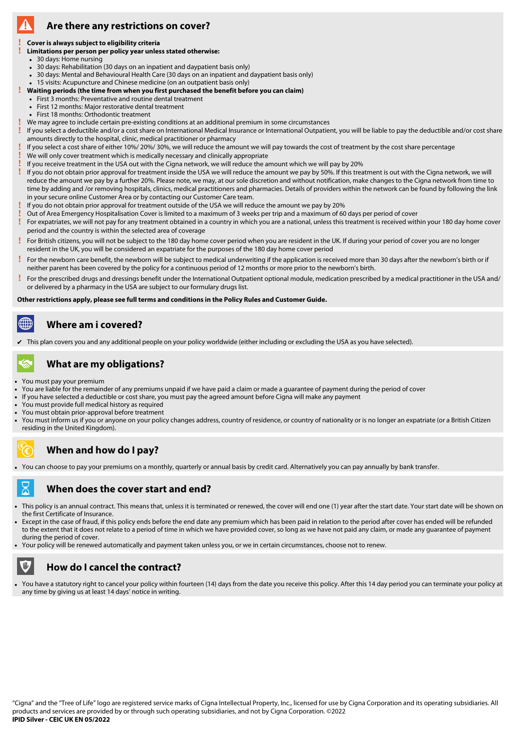## Are there any restrictions on cover?

- ! **Cover is always subject to eligibility criteria**
- ! **Limitations per person per policy year unless stated otherwise:**
  - 30 days: Home nursing
  - 30 days: Rehabilitation (30 days on an inpatient and daypatient basis only)
  - 30 days: Mental and Behavioural Health Care (30 days on an inpatient and daypatient basis only)
  - 15 visits: Acupuncture and Chinese medicine (on an outpatient basis only)
- ! **Waiting periods (the time from when you first purchased the benefit before you can claim)**
  - First 3 months: Preventative and routine dental treatment
  - First 12 months: Major restorative dental treatment
  - First 18 months: Orthodontic treatment
- ! We may agree to include certain pre-existing conditions at an additional premium in some circumstances
- ! If you select a deductible and/or a cost share on International Medical Insurance or International Outpatient, you will be liable to pay the deductible and/or cost share amounts directly to the hospital, clinic, medical practitioner or pharmacy
- ! If you select a cost share of either 10%/ 20%/ 30%, we will reduce the amount we will pay towards the cost of treatment by the cost share percentage
- ! We will only cover treatment which is medically necessary and clinically appropriate
- ! If you receive treatment in the USA out with the Cigna network, we will reduce the amount which we will pay by 20%
- ! If you do not obtain prior approval for treatment inside the USA we will reduce the amount we pay by 50%. If this treatment is out with the Cigna network, we will reduce the amount we pay by a further 20%. Please note, we may, at our sole discretion and without notification, make changes to the Cigna network from time to time by adding and /or removing hospitals, clinics, medical practitioners and pharmacies. Details of providers within the network can be found by following the link in your secure online Customer Area or by contacting our Customer Care team.
- ! If you do not obtain prior approval for treatment outside of the USA we will reduce the amount we pay by 20%
- ! Out of Area Emergency Hospitalisation Cover is limited to a maximum of 3 weeks per trip and a maximum of 60 days per period of cover
- ! For expatriates, we will not pay for any treatment obtained in a country in which you are a national, unless this treatment is received within your 180 day home cover period and the country is within the selected area of coverage
- ! For British citizens, you will not be subject to the 180 day home cover period when you are resident in the UK. If during your period of cover you are no longer resident in the UK, you will be considered an expatriate for the purposes of the 180 day home cover period
- ! For the newborn care benefit, the newborn will be subject to medical underwriting if the application is received more than 30 days after the newborn's birth or if neither parent has been covered by the policy for a continuous period of 12 months or more prior to the newborn's birth.
- ! For the prescribed drugs and dressings benefit under the International Outpatient optional module, medication prescribed by a medical practitioner in the USA and/ or delivered by a pharmacy in the USA are subject to our formulary drugs list.

**Other restrictions apply, please see full terms and conditions in the Policy Rules and Customer Guide.**

## Where am i covered?

- ✔ This plan covers you and any additional people on your policy worldwide (either including or excluding the USA as you have selected).

## What are my obligations?

- You must pay your premium
- You are liable for the remainder of any premiums unpaid if we have paid a claim or made a guarantee of payment during the period of cover
- If you have selected a deductible or cost share, you must pay the agreed amount before Cigna will make any payment
- You must provide full medical history as required
- You must obtain prior-approval before treatment
- You must inform us if you or anyone on your policy changes address, country of residence, or country of nationality or is no longer an expatriate (or a British Citizen residing in the United Kingdom).

## When and how do I pay?

- You can choose to pay your premiums on a monthly, quarterly or annual basis by credit card. Alternatively you can pay annually by bank transfer.

## When does the cover start and end?

- This policy is an annual contract. This means that, unless it is terminated or renewed, the cover will end one (1) year after the start date. Your start date will be shown on the first Certificate of Insurance.
- Except in the case of fraud, if this policy ends before the end date any premium which has been paid in relation to the period after cover has ended will be refunded to the extent that it does not relate to a period of time in which we have provided cover, so long as we have not paid any claim, or made any guarantee of payment during the period of cover.
- Your policy will be renewed automatically and payment taken unless you, or we in certain circumstances, choose not to renew.

## How do I cancel the contract?

- You have a statutory right to cancel your policy within fourteen (14) days from the date you receive this policy. After this 14 day period you can terminate your policy at any time by giving us at least 14 days' notice in writing.

"Cigna" and the "Tree of Life" logo are registered service marks of Cigna Intellectual Property, Inc., licensed for use by Cigna Corporation and its operating subsidiaries. All products and services are provided by or through such operating subsidiaries, and not by Cigna Corporation. ©2022
**IPID Silver - CEIC UK EN 05/2022**